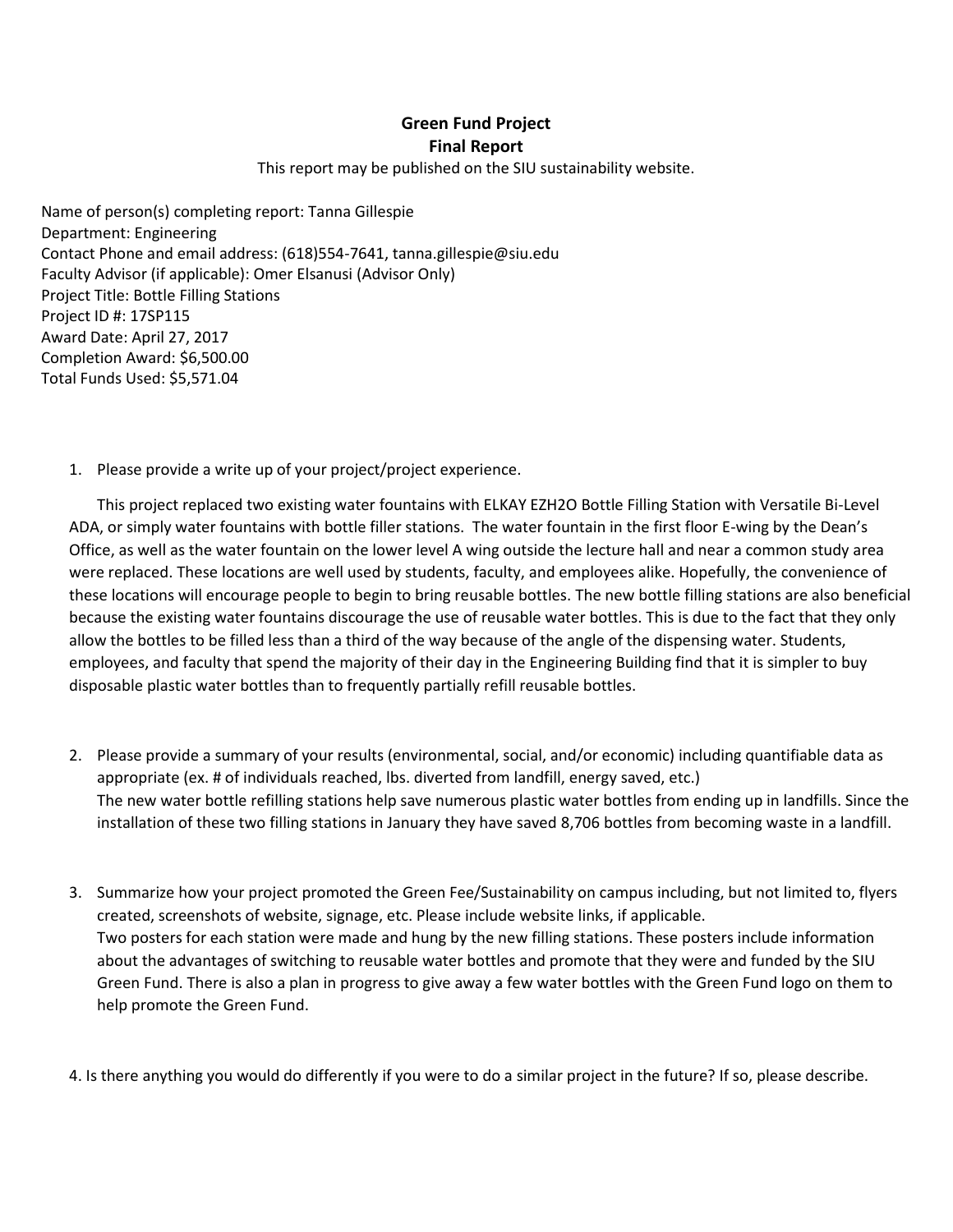**Green Fund Project**
**Final Report**

This report may be published on the SIU sustainability website.

Name of person(s) completing report: Tanna Gillespie
Department: Engineering
Contact Phone and email address: (618)554-7641, tanna.gillespie@siu.edu
Faculty Advisor (if applicable): Omer Elsanusi (Advisor Only)
Project Title: Bottle Filling Stations
Project ID #: 17SP115
Award Date: April 27, 2017
Completion Award: $6,500.00
Total Funds Used: $5,571.04

1. Please provide a write up of your project/project experience.

   This project replaced two existing water fountains with ELKAY EZH2O Bottle Filling Station with Versatile Bi-Level ADA, or simply water fountains with bottle filler stations. The water fountain in the first floor E-wing by the Dean's Office, as well as the water fountain on the lower level A wing outside the lecture hall and near a common study area were replaced. These locations are well used by students, faculty, and employees alike. Hopefully, the convenience of these locations will encourage people to begin to bring reusable bottles. The new bottle filling stations are also beneficial because the existing water fountains discourage the use of reusable water bottles. This is due to the fact that they only allow the bottles to be filled less than a third of the way because of the angle of the dispensing water. Students, employees, and faculty that spend the majority of their day in the Engineering Building find that it is simpler to buy disposable plastic water bottles than to frequently partially refill reusable bottles.

2. Please provide a summary of your results (environmental, social, and/or economic) including quantifiable data as appropriate (ex. # of individuals reached, lbs. diverted from landfill, energy saved, etc.)
   The new water bottle refilling stations help save numerous plastic water bottles from ending up in landfills. Since the installation of these two filling stations in January they have saved 8,706 bottles from becoming waste in a landfill.

3. Summarize how your project promoted the Green Fee/Sustainability on campus including, but not limited to, flyers created, screenshots of website, signage, etc. Please include website links, if applicable.
   Two posters for each station were made and hung by the new filling stations. These posters include information about the advantages of switching to reusable water bottles and promote that they were and funded by the SIU Green Fund. There is also a plan in progress to give away a few water bottles with the Green Fund logo on them to help promote the Green Fund.

4. Is there anything you would do differently if you were to do a similar project in the future? If so, please describe.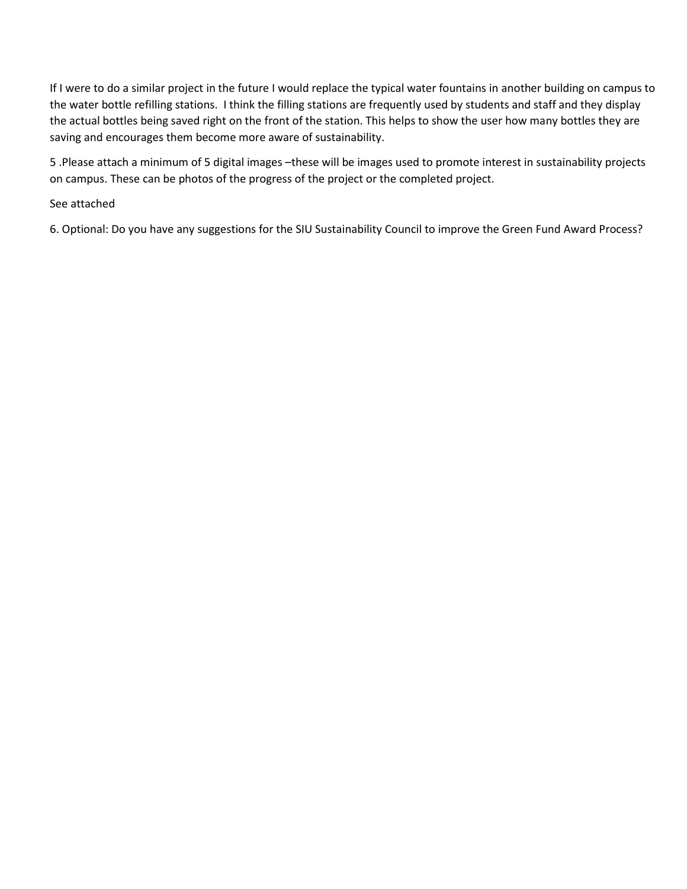If I were to do a similar project in the future I would replace the typical water fountains in another building on campus to the water bottle refilling stations. I think the filling stations are frequently used by students and staff and they display the actual bottles being saved right on the front of the station. This helps to show the user how many bottles they are saving and encourages them become more aware of sustainability.

5 .Please attach a minimum of 5 digital images –these will be images used to promote interest in sustainability projects on campus. These can be photos of the progress of the project or the completed project.

See attached

6. Optional: Do you have any suggestions for the SIU Sustainability Council to improve the Green Fund Award Process?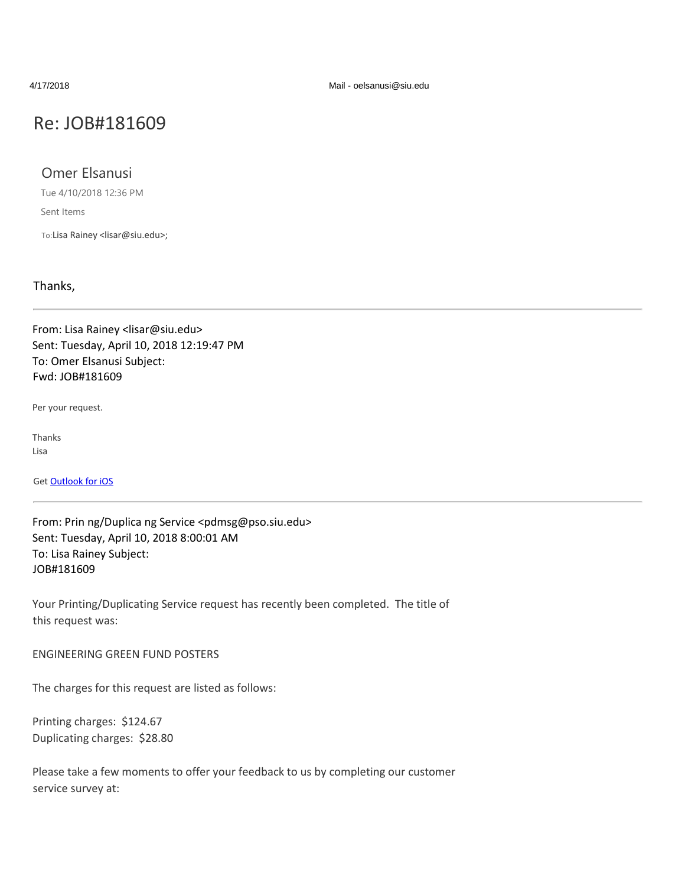# Re: JOB#181609

Omer Elsanusi

Tue 4/10/2018 12:36 PM

Sent Items

To: Lisa Rainey <lisar@siu.edu>;

Thanks,

---

From: Lisa Rainey <lisar@siu.edu>
Sent: Tuesday, April 10, 2018 12:19:47 PM
To: Omer Elsanusi Subject:
Fwd: JOB#181609

Per your request.

Thanks
Lisa

Get Outlook for iOS

---

From: Prin ng/Duplica ng Service <pdmsg@pso.siu.edu>
Sent: Tuesday, April 10, 2018 8:00:01 AM
To: Lisa Rainey Subject:
JOB#181609

Your Printing/Duplicating Service request has recently been completed. The title of this request was:

ENGINEERING GREEN FUND POSTERS

The charges for this request are listed as follows:

Printing charges: $124.67
Duplicating charges: $28.80

Please take a few moments to offer your feedback to us by completing our customer service survey at: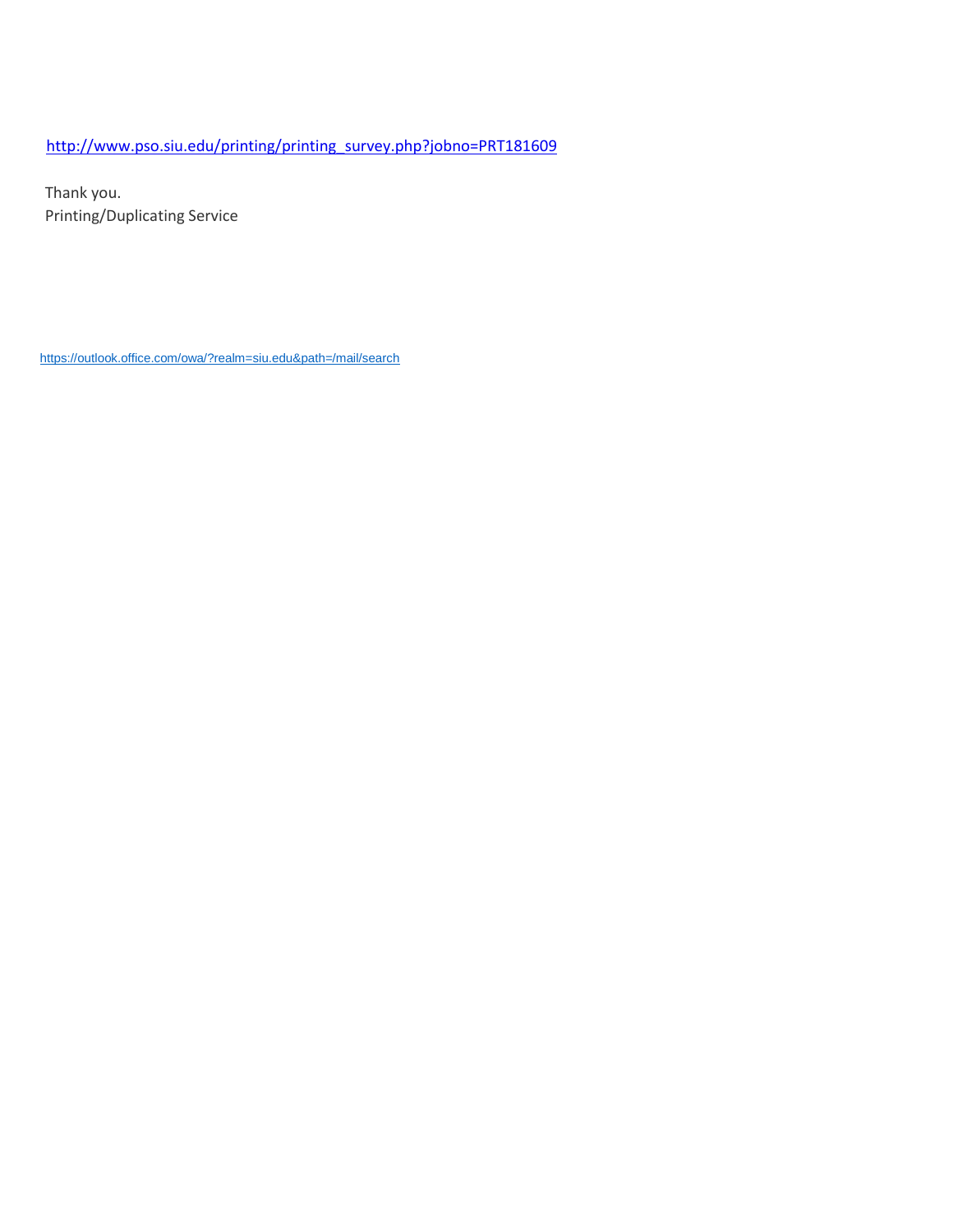http://www.pso.siu.edu/printing/printing_survey.php?jobno=PRT181609

Thank you.
Printing/Duplicating Service

https://outlook.office.com/owa/?realm=siu.edu&path=/mail/search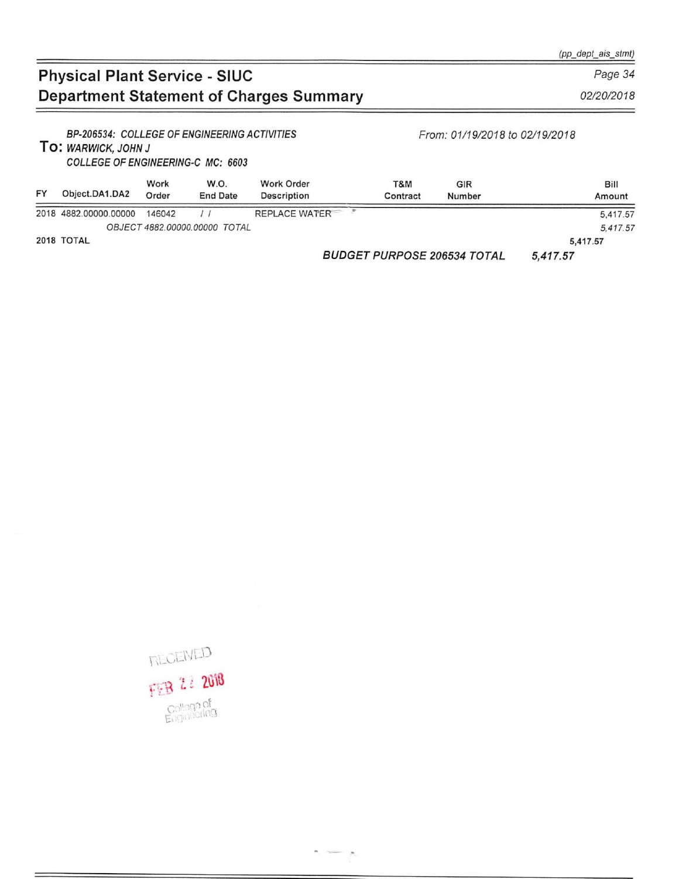(pp_dept_ais_stmt)

# Physical Plant Service - SIUC

## Department Statement of Charges Summary

02/20/2018

*BP-206534: COLLEGE OF ENGINEERING ACTIVITIES*

**To:** *WARWICK, JOHN J*
*COLLEGE OF ENGINEERING-C MC: 6603*

*From: 01/19/2018 to 02/19/2018*

| FY | Object.DA1.DA2 | Work Order | W.O. End Date | Work Order Description | T&M Contract | GIR Number | Bill Amount |
|---|---|---|---|---|---|---|---|
| 2018 | 4882.00000.00000 | 146042 | / / | REPLACE WATER | | | 5,417.57 |
| | *OBJECT 4882.00000.00000 TOTAL* | | | | | | *5,417.57* |
| 2018 TOTAL | | | | | | | 5,417.57 |
| | | | | ***BUDGET PURPOSE 206534 TOTAL*** | | | ***5,417.57*** |

RECEIVED
FEB 22 2018
College of Engineering